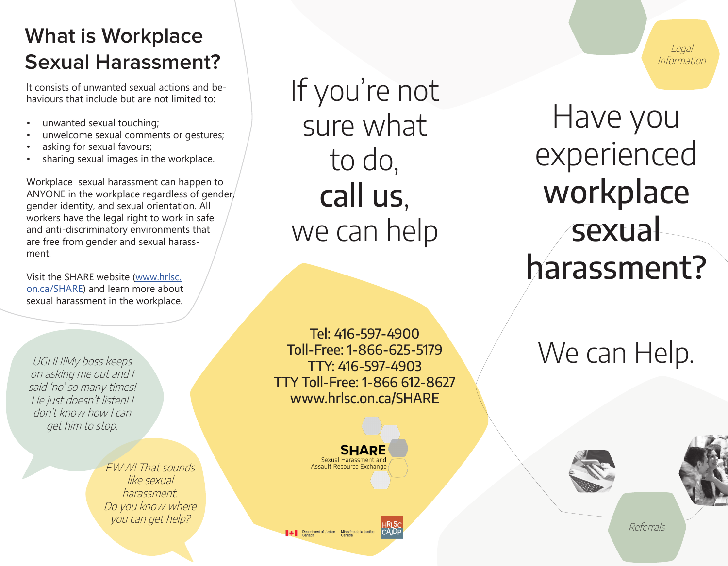## What is Workplace Sexual Harassment?

It consists of unwanted sexual actions and behaviours that include but are not limited to:

- unwanted sexual touching;
- unwelcome sexual comments or gestures;
- asking for sexual favours;
- sharing sexual images in the workplace.

Workplace sexual harassment can happen to ANYONE in the workplace regardless of gender, gender identity, and sexual orientation. All workers have the legal right to work in safe and anti-discriminatory environments that are free from gender and sexual harassment.

Visit the SHARE website ([www.hrlsc.on.ca/SHARE](http://www.hrlsc.on.ca/SHARE)) and learn more about sexual harassment in the workplace.

*UGHH!My boss keeps on asking me out and I said 'no' so many times! He just doesn't listen! I don't know how I can get him to stop.*

*EWW! That sounds like sexual harassment. Do you know where you can get help?*

# If you're not sure what to do, **call us**, we can help

Tel: 416-597-4900
Toll-Free: 1-866-625-5179
TTY: 416-597-4903
TTY Toll-Free: 1-866 612-8627
[www.hrlsc.on.ca/SHARE](http://www.hrlsc.on.ca/SHARE)

**SHARE**
Sexual Harassment and Assault Resource Exchange

Department of Justice Canada — Ministère de la Justice Canada

HRLSC CAJDP

*Legal Information*

# Have you experienced **workplace sexual harassment?**

# We can Help.

*Referrals*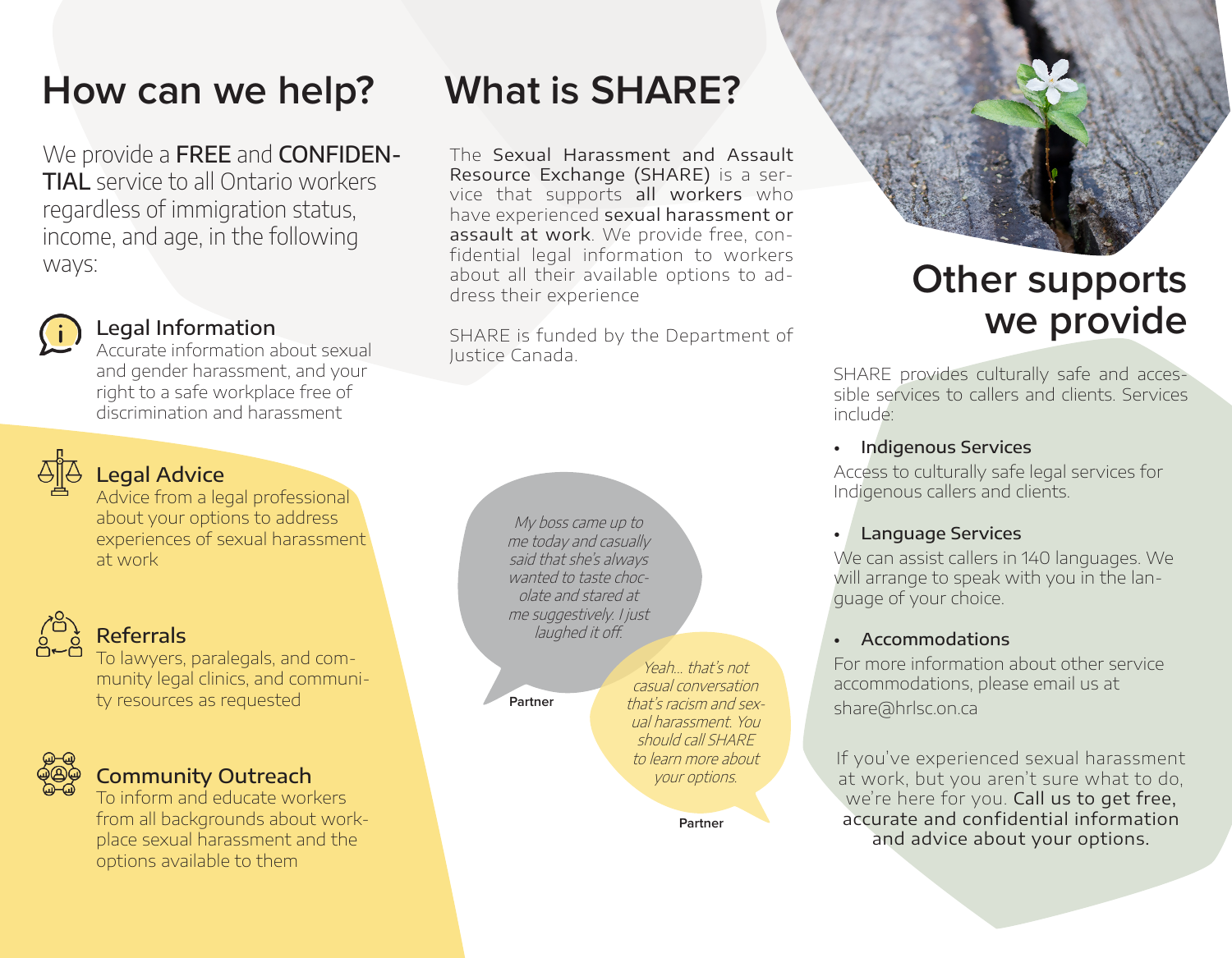# How can we help?

We provide a **FREE** and **CONFIDENTIAL** service to all Ontario workers regardless of immigration status, income, and age, in the following ways:

### Legal Information

Accurate information about sexual and gender harassment, and your right to a safe workplace free of discrimination and harassment

### Legal Advice

Advice from a legal professional about your options to address experiences of sexual harassment at work

### Referrals

To lawyers, paralegals, and community legal clinics, and community resources as requested

### Community Outreach

To inform and educate workers from all backgrounds about workplace sexual harassment and the options available to them

# What is SHARE?

The **Sexual Harassment and Assault Resource Exchange (SHARE)** is a service that supports **all workers** who have experienced **sexual harassment or assault at work**. We provide free, confidential legal information to workers about all their available options to address their experience

SHARE is funded by the Department of Justice Canada.

*My boss came up to me today and casually said that she's always wanted to taste chocolate and stared at me suggestively. I just laughed it off.*

**Partner**

*Yeah... that's not casual conversation that's racism and sexual harassment. You should call SHARE to learn more about your options.*

**Partner**

# Other supports we provide

SHARE provides culturally safe and accessible services to callers and clients. Services include:

- **Indigenous Services**

Access to culturally safe legal services for Indigenous callers and clients.

- **Language Services**

We can assist callers in 140 languages. We will arrange to speak with you in the language of your choice.

- **Accommodations**

For more information about other service accommodations, please email us at share@hrlsc.on.ca

If you've experienced sexual harassment at work, but you aren't sure what to do, we're here for you. **Call us to get free, accurate and confidential information and advice about your options.**